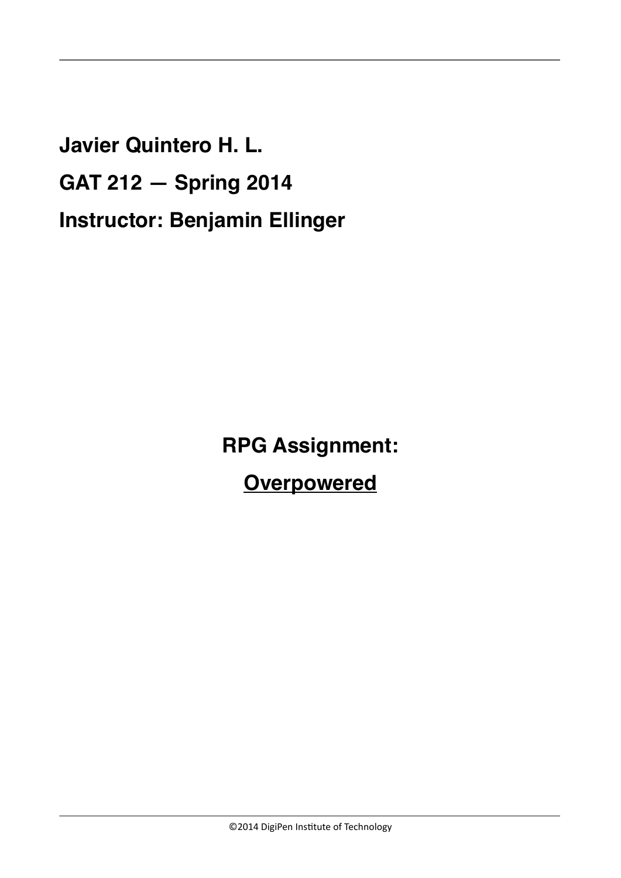**Javier Quintero H. L.**

**GAT 212 — Spring 2014**

**Instructor: Benjamin Ellinger**

# RPG Assignment:

## <u>Overpowered</u>

©2014 DigiPen Institute of Technology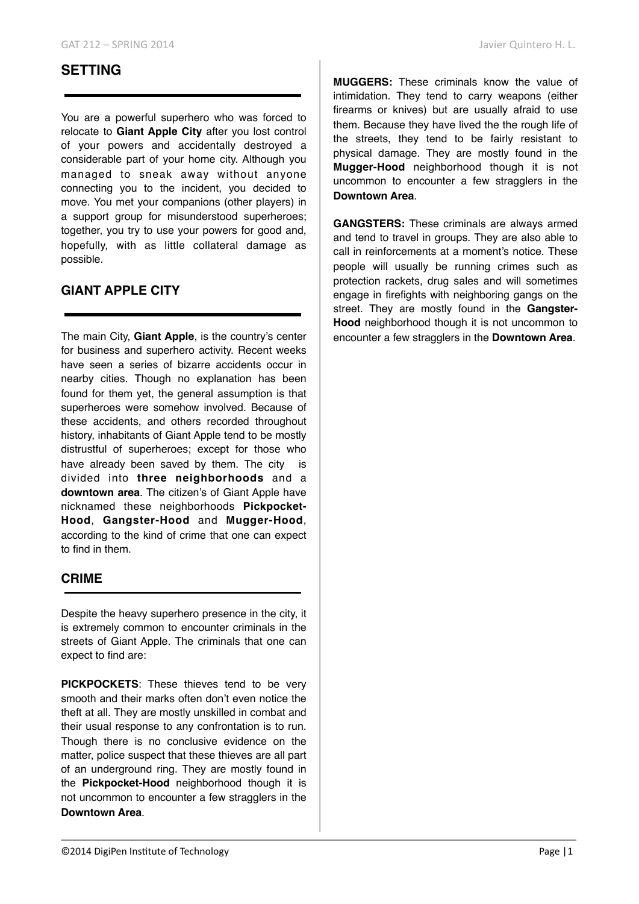## SETTING

You are a powerful superhero who was forced to relocate to **Giant Apple City** after you lost control of your powers and accidentally destroyed a considerable part of your home city. Although you managed to sneak away without anyone connecting you to the incident, you decided to move. You met your companions (other players) in a support group for misunderstood superheroes; together, you try to use your powers for good and, hopefully, with as little collateral damage as possible.

## GIANT APPLE CITY

The main City, **Giant Apple**, is the country's center for business and superhero activity. Recent weeks have seen a series of bizarre accidents occur in nearby cities. Though no explanation has been found for them yet, the general assumption is that superheroes were somehow involved. Because of these accidents, and others recorded throughout history, inhabitants of Giant Apple tend to be mostly distrustful of superheroes; except for those who have already been saved by them. The city is divided into **three neighborhoods** and a **downtown area**. The citizen's of Giant Apple have nicknamed these neighborhoods **Pickpocket-Hood**, **Gangster-Hood** and **Mugger-Hood**, according to the kind of crime that one can expect to find in them.

## CRIME

Despite the heavy superhero presence in the city, it is extremely common to encounter criminals in the streets of Giant Apple. The criminals that one can expect to find are:

**PICKPOCKETS**: These thieves tend to be very smooth and their marks often don't even notice the theft at all. They are mostly unskilled in combat and their usual response to any confrontation is to run. Though there is no conclusive evidence on the matter, police suspect that these thieves are all part of an underground ring. They are mostly found in the **Pickpocket-Hood** neighborhood though it is not uncommon to encounter a few stragglers in the **Downtown Area**.

**MUGGERS:** These criminals know the value of intimidation. They tend to carry weapons (either firearms or knives) but are usually afraid to use them. Because they have lived the the rough life of the streets, they tend to be fairly resistant to physical damage. They are mostly found in the **Mugger-Hood** neighborhood though it is not uncommon to encounter a few stragglers in the **Downtown Area**.

**GANGSTERS:** These criminals are always armed and tend to travel in groups. They are also able to call in reinforcements at a moment's notice. These people will usually be running crimes such as protection rackets, drug sales and will sometimes engage in firefights with neighboring gangs on the street. They are mostly found in the **Gangster-Hood** neighborhood though it is not uncommon to encounter a few stragglers in the **Downtown Area**.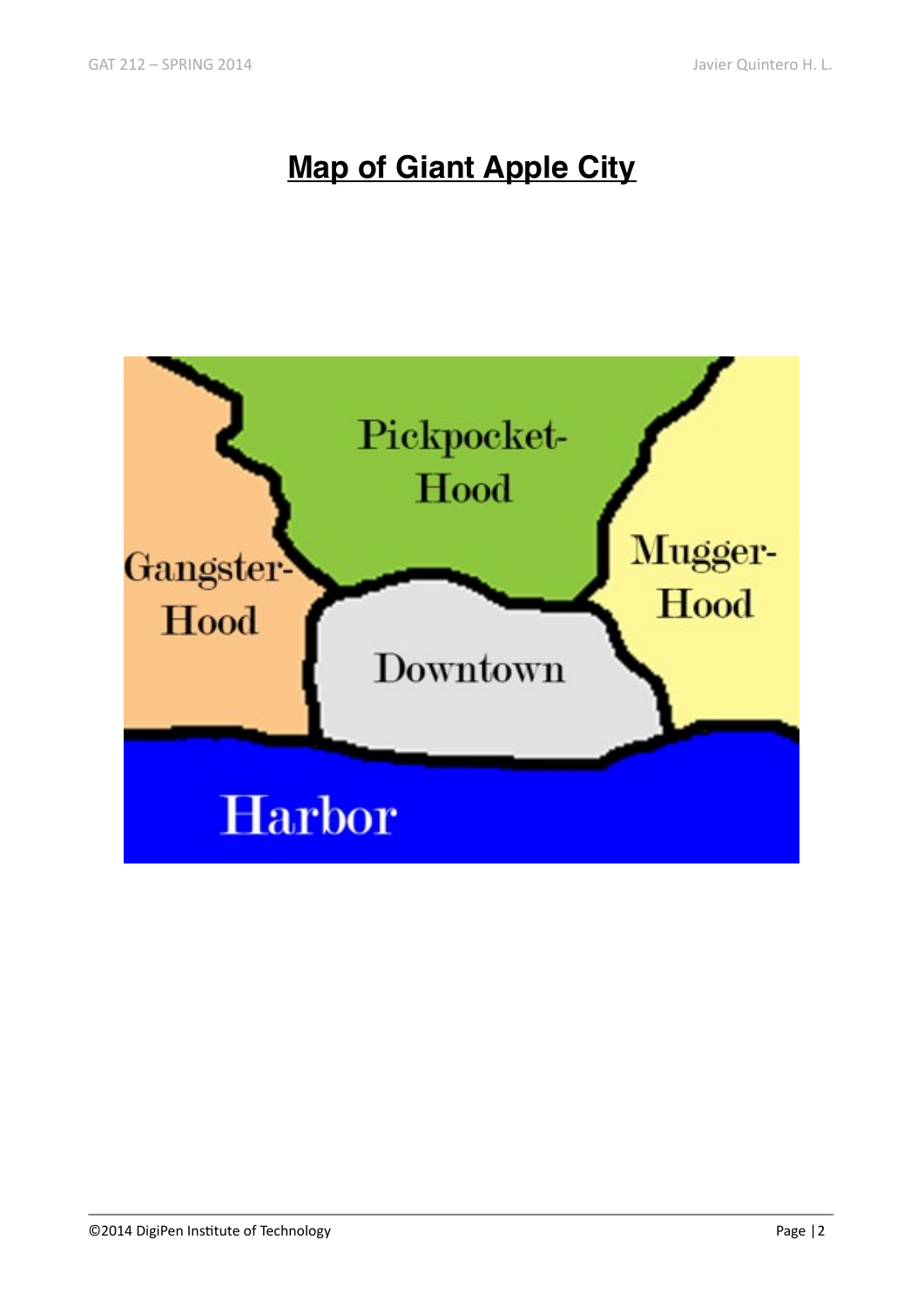# Map of Giant Apple City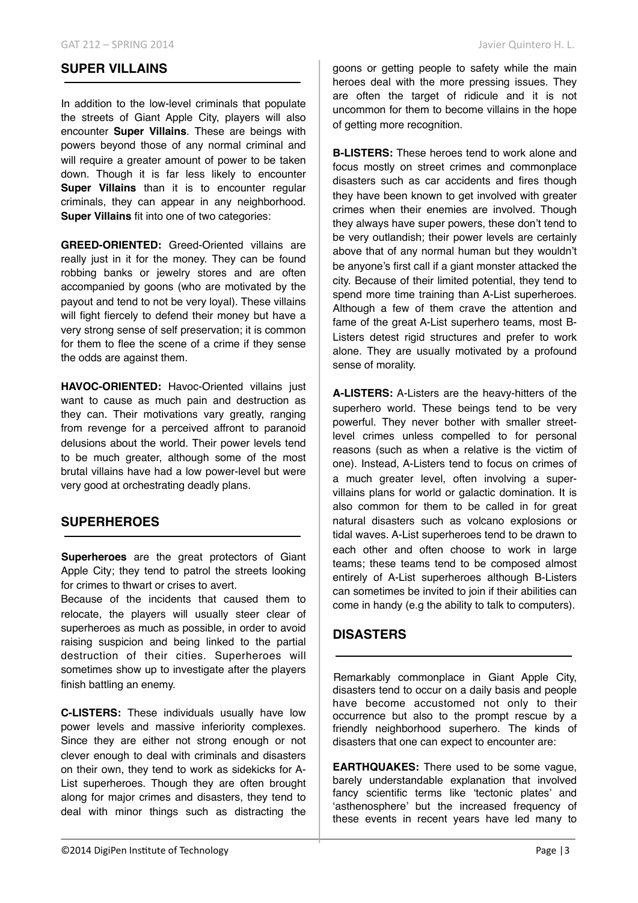## SUPER VILLAINS

In addition to the low-level criminals that populate the streets of Giant Apple City, players will also encounter **Super Villains**. These are beings with powers beyond those of any normal criminal and will require a greater amount of power to be taken down. Though it is far less likely to encounter **Super Villains** than it is to encounter regular criminals, they can appear in any neighborhood. **Super Villains** fit into one of two categories:

**GREED-ORIENTED:** Greed-Oriented villains are really just in it for the money. They can be found robbing banks or jewelry stores and are often accompanied by goons (who are motivated by the payout and tend to not be very loyal). These villains will fight fiercely to defend their money but have a very strong sense of self preservation; it is common for them to flee the scene of a crime if they sense the odds are against them.

**HAVOC-ORIENTED:** Havoc-Oriented villains just want to cause as much pain and destruction as they can. Their motivations vary greatly, ranging from revenge for a perceived affront to paranoid delusions about the world. Their power levels tend to be much greater, although some of the most brutal villains have had a low power-level but were very good at orchestrating deadly plans.

## SUPERHEROES

**Superheroes** are the great protectors of Giant Apple City; they tend to patrol the streets looking for crimes to thwart or crises to avert.

Because of the incidents that caused them to relocate, the players will usually steer clear of superheroes as much as possible, in order to avoid raising suspicion and being linked to the partial destruction of their cities. Superheroes will sometimes show up to investigate after the players finish battling an enemy.

**C-LISTERS:** These individuals usually have low power levels and massive inferiority complexes. Since they are either not strong enough or not clever enough to deal with criminals and disasters on their own, they tend to work as sidekicks for A-List superheroes. Though they are often brought along for major crimes and disasters, they tend to deal with minor things such as distracting the goons or getting people to safety while the main heroes deal with the more pressing issues. They are often the target of ridicule and it is not uncommon for them to become villains in the hope of getting more recognition.

**B-LISTERS:** These heroes tend to work alone and focus mostly on street crimes and commonplace disasters such as car accidents and fires though they have been known to get involved with greater crimes when their enemies are involved. Though they always have super powers, these don't tend to be very outlandish; their power levels are certainly above that of any normal human but they wouldn't be anyone's first call if a giant monster attacked the city. Because of their limited potential, they tend to spend more time training than A-List superheroes. Although a few of them crave the attention and fame of the great A-List superhero teams, most B-Listers detest rigid structures and prefer to work alone. They are usually motivated by a profound sense of morality.

**A-LISTERS:** A-Listers are the heavy-hitters of the superhero world. These beings tend to be very powerful. They never bother with smaller street-level crimes unless compelled to for personal reasons (such as when a relative is the victim of one). Instead, A-Listers tend to focus on crimes of a much greater level, often involving a super-villains plans for world or galactic domination. It is also common for them to be called in for great natural disasters such as volcano explosions or tidal waves. A-List superheroes tend to be drawn to each other and often choose to work in large teams; these teams tend to be composed almost entirely of A-List superheroes although B-Listers can sometimes be invited to join if their abilities can come in handy (e.g the ability to talk to computers).

## DISASTERS

Remarkably commonplace in Giant Apple City, disasters tend to occur on a daily basis and people have become accustomed not only to their occurrence but also to the prompt rescue by a friendly neighborhood superhero. The kinds of disasters that one can expect to encounter are:

**EARTHQUAKES:** There used to be some vague, barely understandable explanation that involved fancy scientific terms like 'tectonic plates' and 'asthenosphere' but the increased frequency of these events in recent years have led many to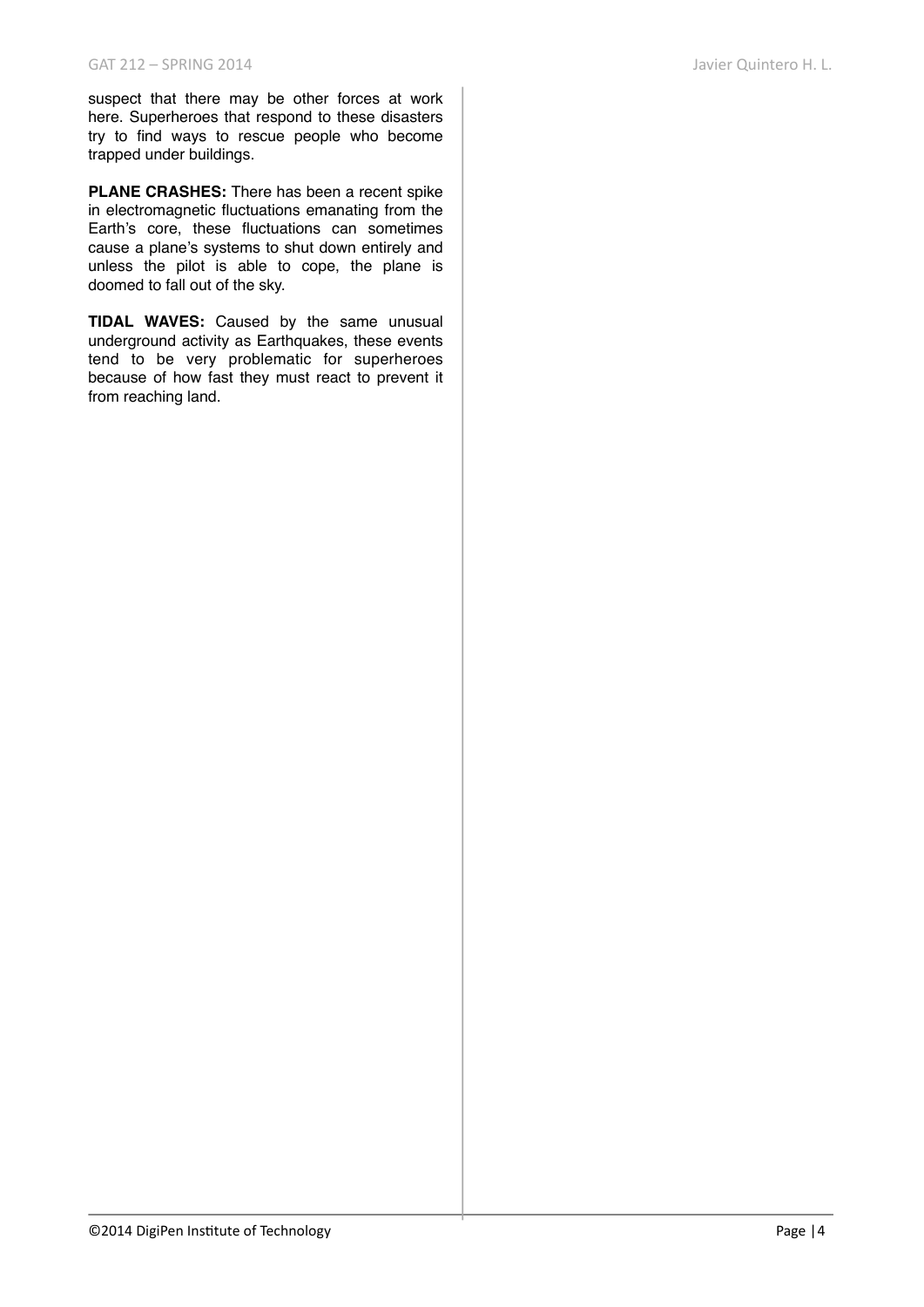suspect that there may be other forces at work here. Superheroes that respond to these disasters try to find ways to rescue people who become trapped under buildings.

**PLANE CRASHES:** There has been a recent spike in electromagnetic fluctuations emanating from the Earth's core, these fluctuations can sometimes cause a plane's systems to shut down entirely and unless the pilot is able to cope, the plane is doomed to fall out of the sky.

**TIDAL WAVES:** Caused by the same unusual underground activity as Earthquakes, these events tend to be very problematic for superheroes because of how fast they must react to prevent it from reaching land.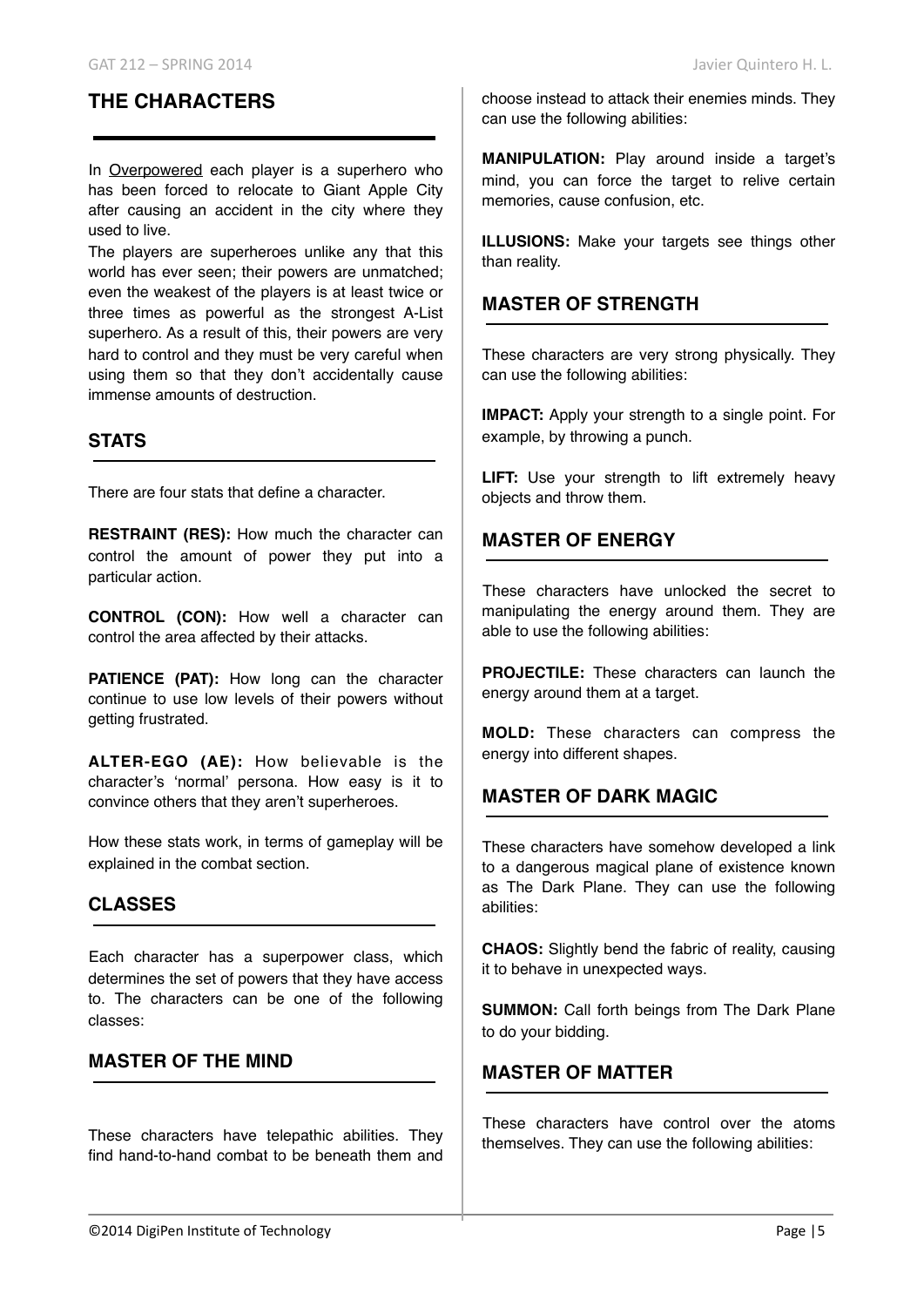## THE CHARACTERS

In Overpowered each player is a superhero who has been forced to relocate to Giant Apple City after causing an accident in the city where they used to live.

The players are superheroes unlike any that this world has ever seen; their powers are unmatched; even the weakest of the players is at least twice or three times as powerful as the strongest A-List superhero. As a result of this, their powers are very hard to control and they must be very careful when using them so that they don't accidentally cause immense amounts of destruction.

### STATS

There are four stats that define a character.

**RESTRAINT (RES):** How much the character can control the amount of power they put into a particular action.

**CONTROL (CON):** How well a character can control the area affected by their attacks.

**PATIENCE (PAT):** How long can the character continue to use low levels of their powers without getting frustrated.

**ALTER-EGO (AE):** How believable is the character's 'normal' persona. How easy is it to convince others that they aren't superheroes.

How these stats work, in terms of gameplay will be explained in the combat section.

### CLASSES

Each character has a superpower class, which determines the set of powers that they have access to. The characters can be one of the following classes:

### MASTER OF THE MIND

These characters have telepathic abilities. They find hand-to-hand combat to be beneath them and choose instead to attack their enemies minds. They can use the following abilities:

**MANIPULATION:** Play around inside a target's mind, you can force the target to relive certain memories, cause confusion, etc.

**ILLUSIONS:** Make your targets see things other than reality.

### MASTER OF STRENGTH

These characters are very strong physically. They can use the following abilities:

**IMPACT:** Apply your strength to a single point. For example, by throwing a punch.

**LIFT:** Use your strength to lift extremely heavy objects and throw them.

### MASTER OF ENERGY

These characters have unlocked the secret to manipulating the energy around them. They are able to use the following abilities:

**PROJECTILE:** These characters can launch the energy around them at a target.

**MOLD:** These characters can compress the energy into different shapes.

### MASTER OF DARK MAGIC

These characters have somehow developed a link to a dangerous magical plane of existence known as The Dark Plane. They can use the following abilities:

**CHAOS:** Slightly bend the fabric of reality, causing it to behave in unexpected ways.

**SUMMON:** Call forth beings from The Dark Plane to do your bidding.

### MASTER OF MATTER

These characters have control over the atoms themselves. They can use the following abilities: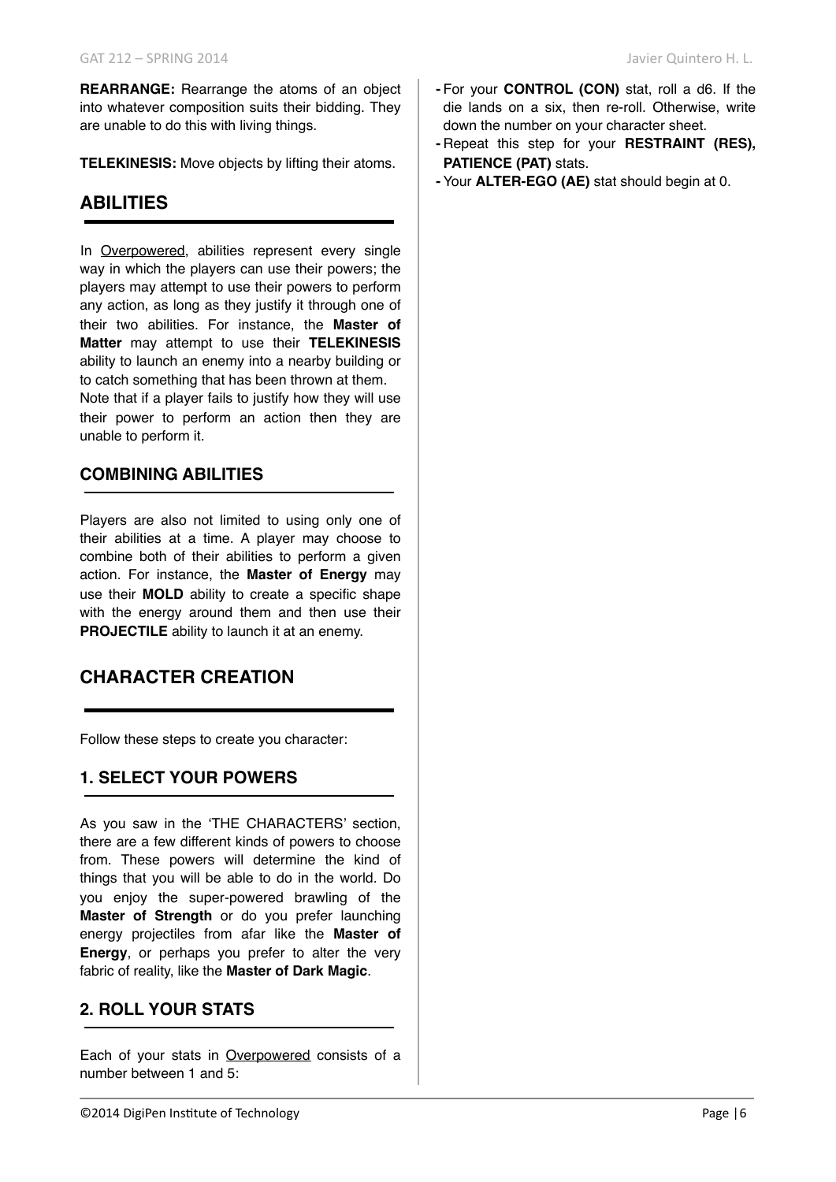**REARRANGE:** Rearrange the atoms of an object into whatever composition suits their bidding. They are unable to do this with living things.

**TELEKINESIS:** Move objects by lifting their atoms.

## ABILITIES

In Overpowered, abilities represent every single way in which the players can use their powers; the players may attempt to use their powers to perform any action, as long as they justify it through one of their two abilities. For instance, the **Master of Matter** may attempt to use their **TELEKINESIS** ability to launch an enemy into a nearby building or to catch something that has been thrown at them.
Note that if a player fails to justify how they will use their power to perform an action then they are unable to perform it.

### COMBINING ABILITIES

Players are also not limited to using only one of their abilities at a time. A player may choose to combine both of their abilities to perform a given action. For instance, the **Master of Energy** may use their **MOLD** ability to create a specific shape with the energy around them and then use their **PROJECTILE** ability to launch it at an enemy.

## CHARACTER CREATION

Follow these steps to create you character:

### 1. SELECT YOUR POWERS

As you saw in the 'THE CHARACTERS' section, there are a few different kinds of powers to choose from. These powers will determine the kind of things that you will be able to do in the world. Do you enjoy the super-powered brawling of the **Master of Strength** or do you prefer launching energy projectiles from afar like the **Master of Energy**, or perhaps you prefer to alter the very fabric of reality, like the **Master of Dark Magic**.

### 2. ROLL YOUR STATS

Each of your stats in Overpowered consists of a number between 1 and 5:

- For your **CONTROL (CON)** stat, roll a d6. If the die lands on a six, then re-roll. Otherwise, write down the number on your character sheet.
- Repeat this step for your **RESTRAINT (RES), PATIENCE (PAT)** stats.
- Your **ALTER-EGO (AE)** stat should begin at 0.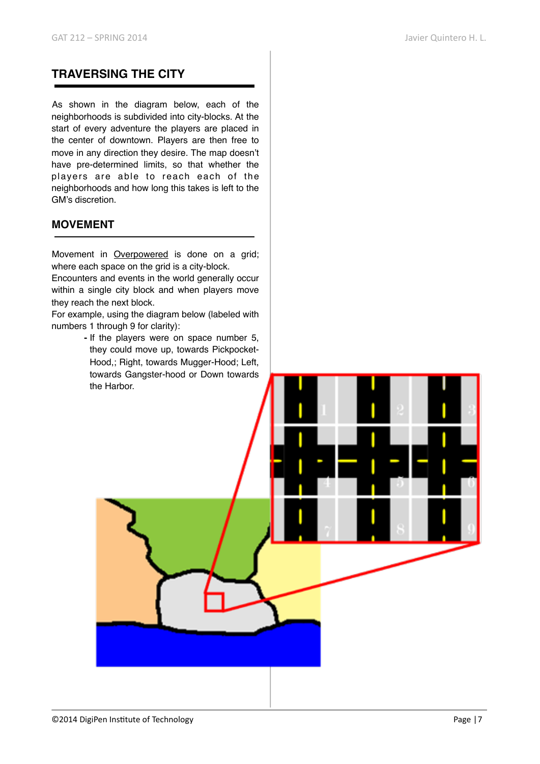## TRAVERSING THE CITY

As shown in the diagram below, each of the neighborhoods is subdivided into city-blocks. At the start of every adventure the players are placed in the center of downtown. Players are then free to move in any direction they desire. The map doesn't have pre-determined limits, so that whether the players are able to reach each of the neighborhoods and how long this takes is left to the GM's discretion.

## MOVEMENT

Movement in Overpowered is done on a grid; where each space on the grid is a city-block.
Encounters and events in the world generally occur within a single city block and when players move they reach the next block.
For example, using the diagram below (labeled with numbers 1 through 9 for clarity):

- If the players were on space number 5, they could move up, towards Pickpocket-Hood,; Right, towards Mugger-Hood; Left, towards Gangster-hood or Down towards the Harbor.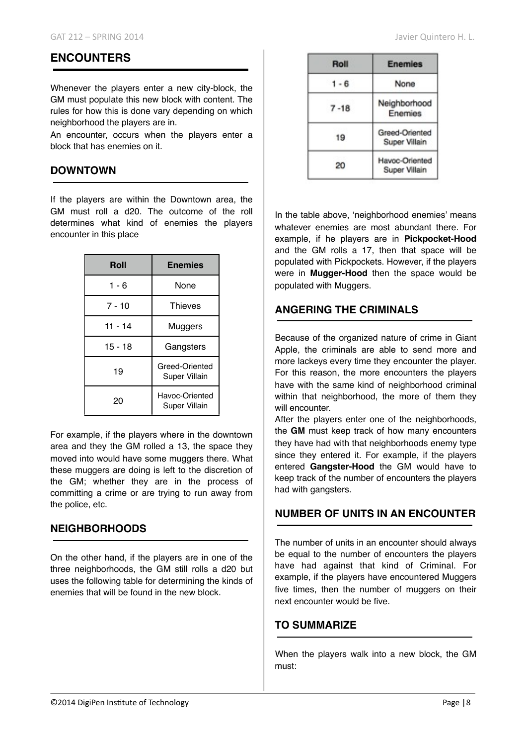## ENCOUNTERS

Whenever the players enter a new city-block, the GM must populate this new block with content. The rules for how this is done vary depending on which neighborhood the players are in.

An encounter, occurs when the players enter a block that has enemies on it.

### DOWNTOWN

If the players are within the Downtown area, the GM must roll a d20. The outcome of the roll determines what kind of enemies the players encounter in this place

| Roll | Enemies |
|---|---|
| 1 - 6 | None |
| 7 - 10 | Thieves |
| 11 - 14 | Muggers |
| 15 - 18 | Gangsters |
| 19 | Greed-Oriented Super Villain |
| 20 | Havoc-Oriented Super Villain |

For example, if the players where in the downtown area and they the GM rolled a 13, the space they moved into would have some muggers there. What these muggers are doing is left to the discretion of the GM; whether they are in the process of committing a crime or are trying to run away from the police, etc.

### NEIGHBORHOODS

On the other hand, if the players are in one of the three neighborhoods, the GM still rolls a d20 but uses the following table for determining the kinds of enemies that will be found in the new block.

| Roll | Enemies |
|---|---|
| 1 - 6 | None |
| 7 -18 | Neighborhood Enemies |
| 19 | Greed-Oriented Super Villain |
| 20 | Havoc-Oriented Super Villain |

In the table above, 'neighborhood enemies' means whatever enemies are most abundant there. For example, if he players are in **Pickpocket-Hood** and the GM rolls a 17, then that space will be populated with Pickpockets. However, if the players were in **Mugger-Hood** then the space would be populated with Muggers.

### ANGERING THE CRIMINALS

Because of the organized nature of crime in Giant Apple, the criminals are able to send more and more lackeys every time they encounter the player. For this reason, the more encounters the players have with the same kind of neighborhood criminal within that neighborhood, the more of them they will encounter.

After the players enter one of the neighborhoods, the **GM** must keep track of how many encounters they have had with that neighborhoods enemy type since they entered it. For example, if the players entered **Gangster-Hood** the GM would have to keep track of the number of encounters the players had with gangsters.

### NUMBER OF UNITS IN AN ENCOUNTER

The number of units in an encounter should always be equal to the number of encounters the players have had against that kind of Criminal. For example, if the players have encountered Muggers five times, then the number of muggers on their next encounter would be five.

### TO SUMMARIZE

When the players walk into a new block, the GM must: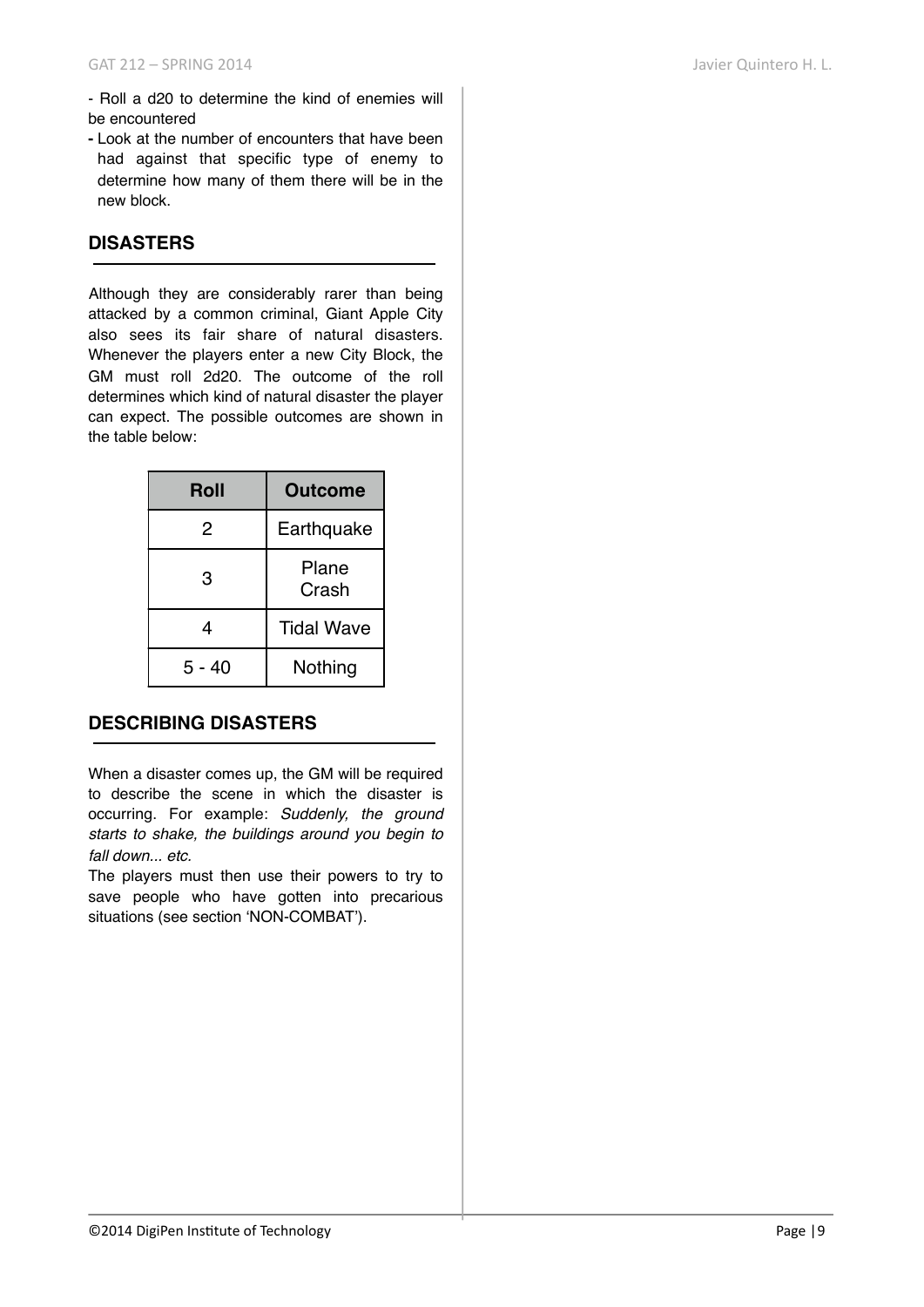- Roll a d20 to determine the kind of enemies will be encountered
- Look at the number of encounters that have been had against that specific type of enemy to determine how many of them there will be in the new block.

## DISASTERS

Although they are considerably rarer than being attacked by a common criminal, Giant Apple City also sees its fair share of natural disasters. Whenever the players enter a new City Block, the GM must roll 2d20. The outcome of the roll determines which kind of natural disaster the player can expect. The possible outcomes are shown in the table below:

| Roll | Outcome |
|---|---|
| 2 | Earthquake |
| 3 | Plane Crash |
| 4 | Tidal Wave |
| 5 - 40 | Nothing |

## DESCRIBING DISASTERS

When a disaster comes up, the GM will be required to describe the scene in which the disaster is occurring. For example: *Suddenly, the ground starts to shake, the buildings around you begin to fall down... etc.*

The players must then use their powers to try to save people who have gotten into precarious situations (see section 'NON-COMBAT').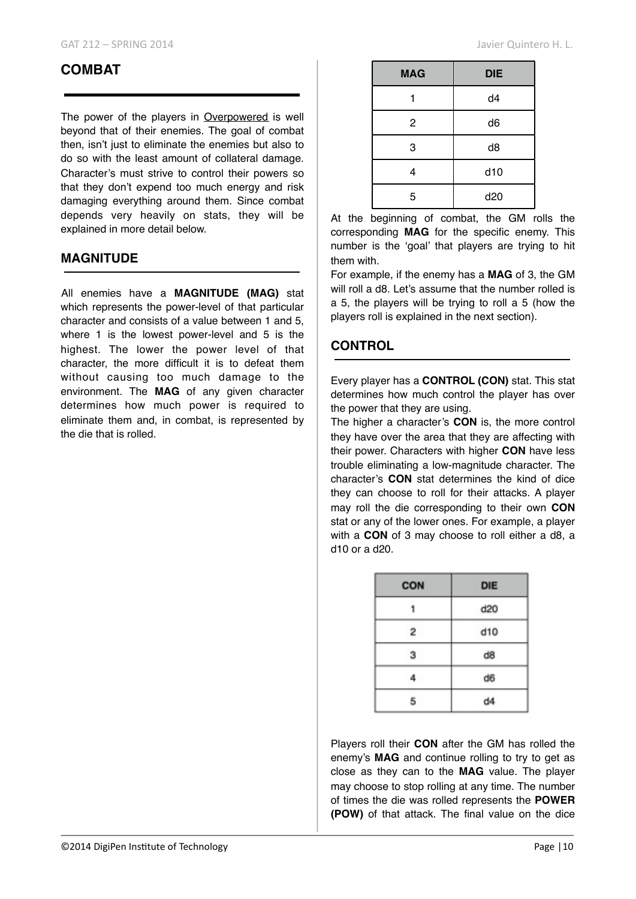## COMBAT

The power of the players in Overpowered is well beyond that of their enemies. The goal of combat then, isn't just to eliminate the enemies but also to do so with the least amount of collateral damage. Character's must strive to control their powers so that they don't expend too much energy and risk damaging everything around them. Since combat depends very heavily on stats, they will be explained in more detail below.

### MAGNITUDE

All enemies have a **MAGNITUDE (MAG)** stat which represents the power-level of that particular character and consists of a value between 1 and 5, where 1 is the lowest power-level and 5 is the highest. The lower the power level of that character, the more difficult it is to defeat them without causing too much damage to the environment. The **MAG** of any given character determines how much power is required to eliminate them and, in combat, is represented by the die that is rolled.

| MAG | DIE |
|---|---|
| 1 | d4 |
| 2 | d6 |
| 3 | d8 |
| 4 | d10 |
| 5 | d20 |

At the beginning of combat, the GM rolls the corresponding **MAG** for the specific enemy. This number is the 'goal' that players are trying to hit them with.

For example, if the enemy has a **MAG** of 3, the GM will roll a d8. Let's assume that the number rolled is a 5, the players will be trying to roll a 5 (how the players roll is explained in the next section).

### CONTROL

Every player has a **CONTROL (CON)** stat. This stat determines how much control the player has over the power that they are using.

The higher a character's **CON** is, the more control they have over the area that they are affecting with their power. Characters with higher **CON** have less trouble eliminating a low-magnitude character. The character's **CON** stat determines the kind of dice they can choose to roll for their attacks. A player may roll the die corresponding to their own **CON** stat or any of the lower ones. For example, a player with a **CON** of 3 may choose to roll either a d8, a d10 or a d20.

| CON | DIE |
|---|---|
| 1 | d20 |
| 2 | d10 |
| 3 | d8 |
| 4 | d6 |
| 5 | d4 |

Players roll their **CON** after the GM has rolled the enemy's **MAG** and continue rolling to try to get as close as they can to the **MAG** value. The player may choose to stop rolling at any time. The number of times the die was rolled represents the **POWER (POW)** of that attack. The final value on the dice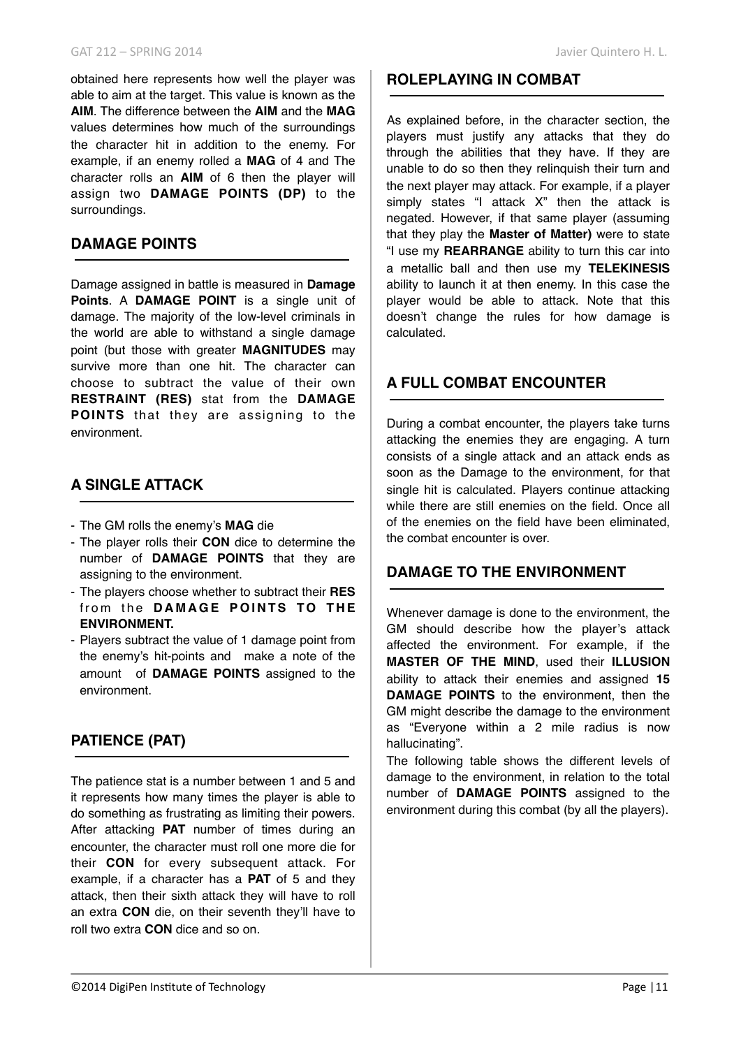obtained here represents how well the player was able to aim at the target. This value is known as the **AIM**. The difference between the **AIM** and the **MAG** values determines how much of the surroundings the character hit in addition to the enemy. For example, if an enemy rolled a **MAG** of 4 and The character rolls an **AIM** of 6 then the player will assign two **DAMAGE POINTS (DP)** to the surroundings.

## DAMAGE POINTS

Damage assigned in battle is measured in **Damage Points**. A **DAMAGE POINT** is a single unit of damage. The majority of the low-level criminals in the world are able to withstand a single damage point (but those with greater **MAGNITUDES** may survive more than one hit. The character can choose to subtract the value of their own **RESTRAINT (RES)** stat from the **DAMAGE POINTS** that they are assigning to the environment.

## A SINGLE ATTACK

- The GM rolls the enemy's **MAG** die
- The player rolls their **CON** dice to determine the number of **DAMAGE POINTS** that they are assigning to the environment.
- The players choose whether to subtract their **RES** from the **DAMAGE POINTS TO THE ENVIRONMENT.**
- Players subtract the value of 1 damage point from the enemy's hit-points and make a note of the amount of **DAMAGE POINTS** assigned to the environment.

## PATIENCE (PAT)

The patience stat is a number between 1 and 5 and it represents how many times the player is able to do something as frustrating as limiting their powers. After attacking **PAT** number of times during an encounter, the character must roll one more die for their **CON** for every subsequent attack. For example, if a character has a **PAT** of 5 and they attack, then their sixth attack they will have to roll an extra **CON** die, on their seventh they'll have to roll two extra **CON** dice and so on.

## ROLEPLAYING IN COMBAT

As explained before, in the character section, the players must justify any attacks that they do through the abilities that they have. If they are unable to do so then they relinquish their turn and the next player may attack. For example, if a player simply states "I attack X" then the attack is negated. However, if that same player (assuming that they play the **Master of Matter)** were to state "I use my **REARRANGE** ability to turn this car into a metallic ball and then use my **TELEKINESIS** ability to launch it at then enemy. In this case the player would be able to attack. Note that this doesn't change the rules for how damage is calculated.

## A FULL COMBAT ENCOUNTER

During a combat encounter, the players take turns attacking the enemies they are engaging. A turn consists of a single attack and an attack ends as soon as the Damage to the environment, for that single hit is calculated. Players continue attacking while there are still enemies on the field. Once all of the enemies on the field have been eliminated, the combat encounter is over.

## DAMAGE TO THE ENVIRONMENT

Whenever damage is done to the environment, the GM should describe how the player's attack affected the environment. For example, if the **MASTER OF THE MIND**, used their **ILLUSION** ability to attack their enemies and assigned **15 DAMAGE POINTS** to the environment, then the GM might describe the damage to the environment as "Everyone within a 2 mile radius is now hallucinating".

The following table shows the different levels of damage to the environment, in relation to the total number of **DAMAGE POINTS** assigned to the environment during this combat (by all the players).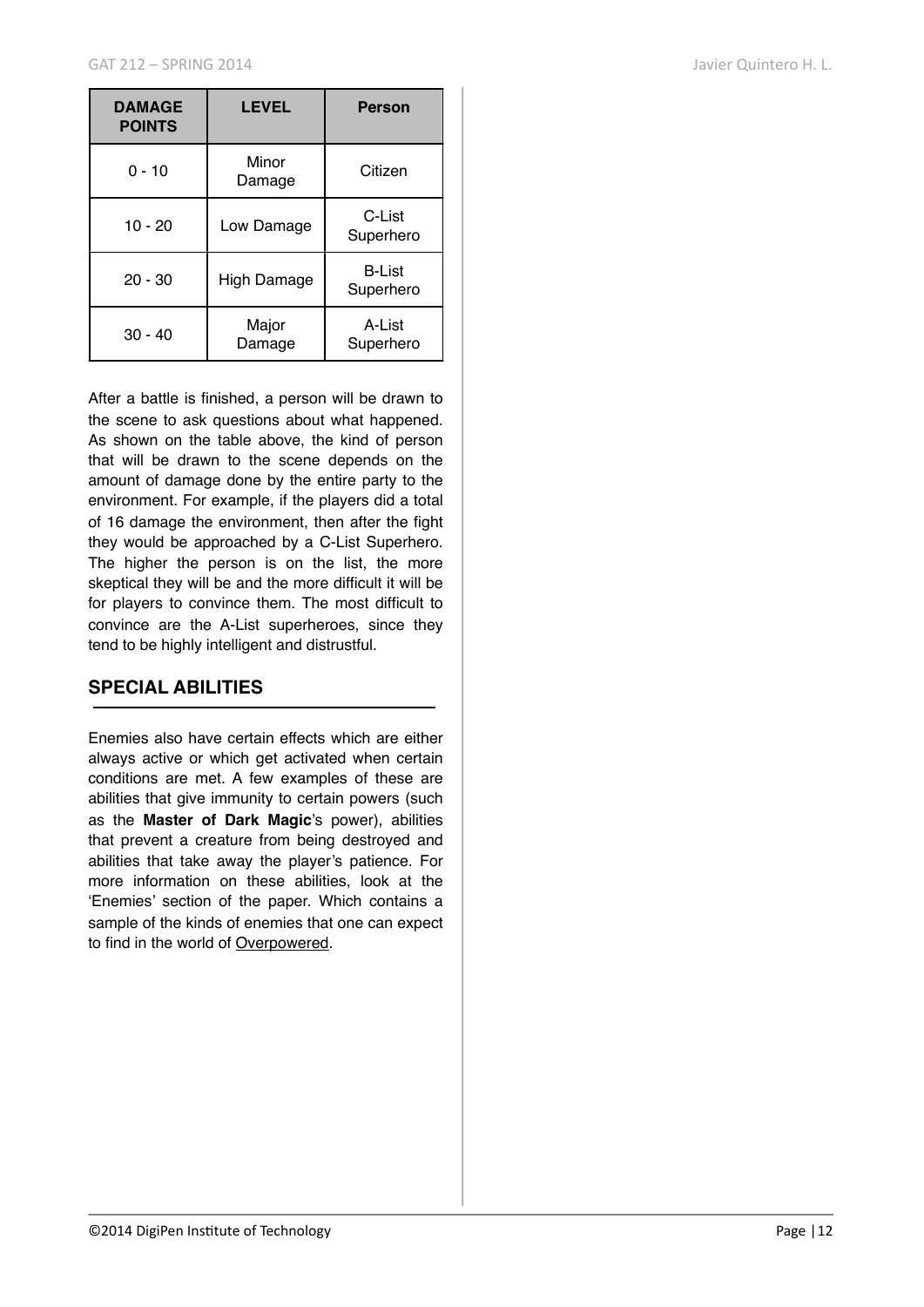| DAMAGE POINTS | LEVEL | Person |
|---|---|---|
| 0 - 10 | Minor Damage | Citizen |
| 10 - 20 | Low Damage | C-List Superhero |
| 20 - 30 | High Damage | B-List Superhero |
| 30 - 40 | Major Damage | A-List Superhero |

After a battle is finished, a person will be drawn to the scene to ask questions about what happened. As shown on the table above, the kind of person that will be drawn to the scene depends on the amount of damage done by the entire party to the environment. For example, if the players did a total of 16 damage the environment, then after the fight they would be approached by a C-List Superhero. The higher the person is on the list, the more skeptical they will be and the more difficult it will be for players to convince them. The most difficult to convince are the A-List superheroes, since they tend to be highly intelligent and distrustful.

## SPECIAL ABILITIES

Enemies also have certain effects which are either always active or which get activated when certain conditions are met. A few examples of these are abilities that give immunity to certain powers (such as the **Master of Dark Magic**'s power), abilities that prevent a creature from being destroyed and abilities that take away the player's patience. For more information on these abilities, look at the 'Enemies' section of the paper. Which contains a sample of the kinds of enemies that one can expect to find in the world of Overpowered.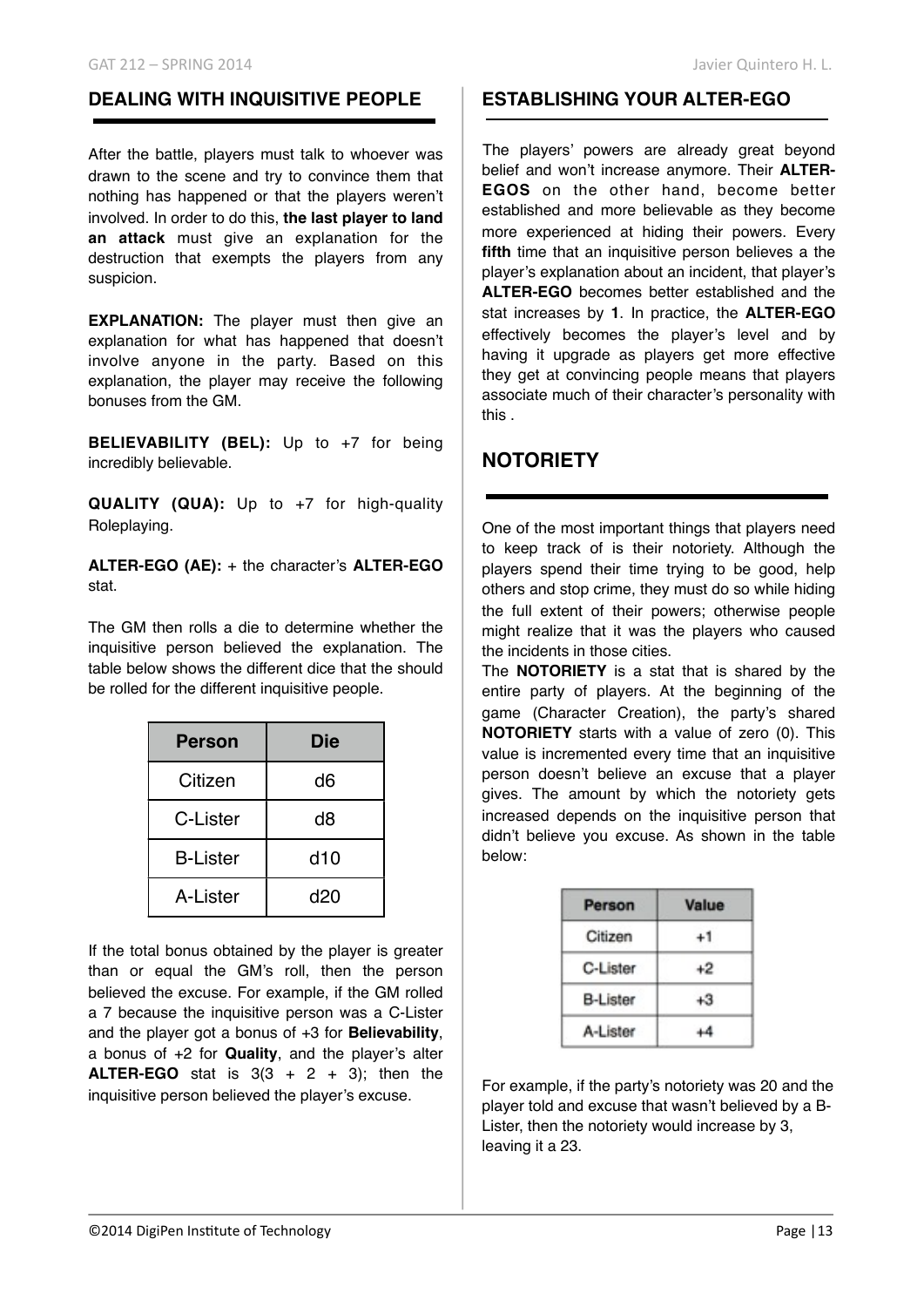## DEALING WITH INQUISITIVE PEOPLE

After the battle, players must talk to whoever was drawn to the scene and try to convince them that nothing has happened or that the players weren't involved. In order to do this, **the last player to land an attack** must give an explanation for the destruction that exempts the players from any suspicion.

**EXPLANATION:** The player must then give an explanation for what has happened that doesn't involve anyone in the party. Based on this explanation, the player may receive the following bonuses from the GM.

**BELIEVABILITY (BEL):** Up to +7 for being incredibly believable.

**QUALITY (QUA):** Up to +7 for high-quality Roleplaying.

**ALTER-EGO (AE):** + the character's **ALTER-EGO** stat.

The GM then rolls a die to determine whether the inquisitive person believed the explanation. The table below shows the different dice that the should be rolled for the different inquisitive people.

| Person | Die |
|---|---|
| Citizen | d6 |
| C-Lister | d8 |
| B-Lister | d10 |
| A-Lister | d20 |

If the total bonus obtained by the player is greater than or equal the GM's roll, then the person believed the excuse. For example, if the GM rolled a 7 because the inquisitive person was a C-Lister and the player got a bonus of +3 for **Believability**, a bonus of +2 for **Quality**, and the player's alter **ALTER-EGO** stat is 3(3 + 2 + 3); then the inquisitive person believed the player's excuse.

## ESTABLISHING YOUR ALTER-EGO

The players' powers are already great beyond belief and won't increase anymore. Their **ALTER-EGOS** on the other hand, become better established and more believable as they become more experienced at hiding their powers. Every **fifth** time that an inquisitive person believes a the player's explanation about an incident, that player's **ALTER-EGO** becomes better established and the stat increases by **1**. In practice, the **ALTER-EGO** effectively becomes the player's level and by having it upgrade as players get more effective they get at convincing people means that players associate much of their character's personality with this .

## NOTORIETY

One of the most important things that players need to keep track of is their notoriety. Although the players spend their time trying to be good, help others and stop crime, they must do so while hiding the full extent of their powers; otherwise people might realize that it was the players who caused the incidents in those cities.

The **NOTORIETY** is a stat that is shared by the entire party of players. At the beginning of the game (Character Creation), the party's shared **NOTORIETY** starts with a value of zero (0). This value is incremented every time that an inquisitive person doesn't believe an excuse that a player gives. The amount by which the notoriety gets increased depends on the inquisitive person that didn't believe you excuse. As shown in the table below:

| Person | Value |
|---|---|
| Citizen | +1 |
| C-Lister | +2 |
| B-Lister | +3 |
| A-Lister | +4 |

For example, if the party's notoriety was 20 and the player told and excuse that wasn't believed by a B-Lister, then the notoriety would increase by 3, leaving it a 23.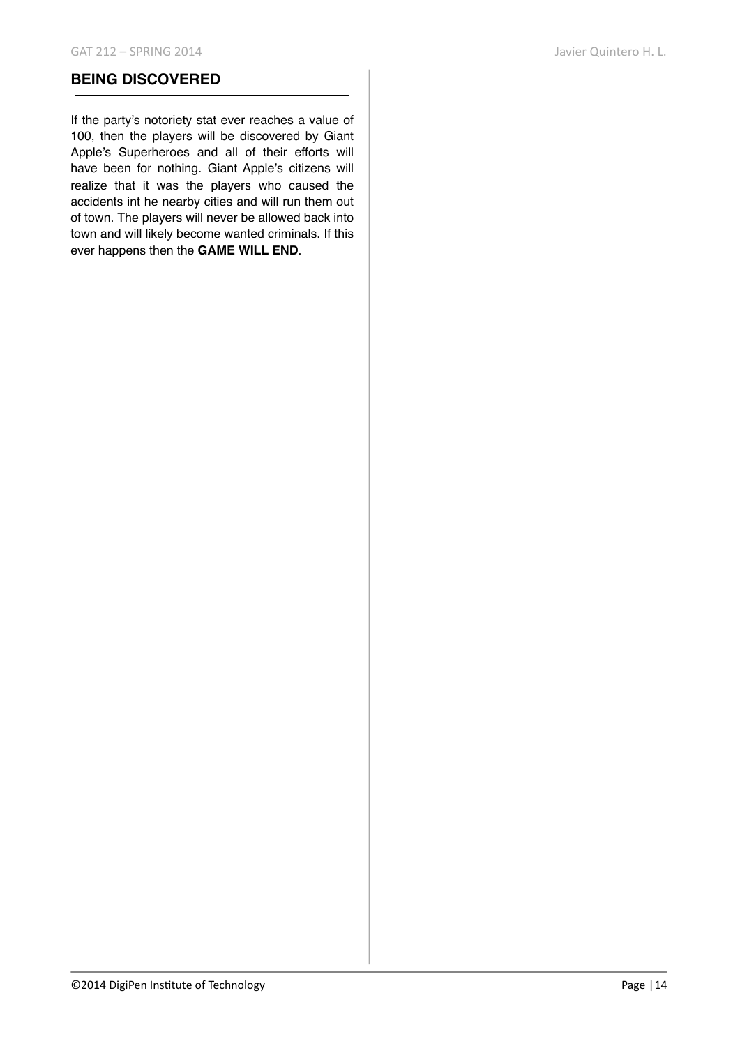## BEING DISCOVERED

If the party's notoriety stat ever reaches a value of 100, then the players will be discovered by Giant Apple's Superheroes and all of their efforts will have been for nothing. Giant Apple's citizens will realize that it was the players who caused the accidents int he nearby cities and will run them out of town. The players will never be allowed back into town and will likely become wanted criminals. If this ever happens then the **GAME WILL END**.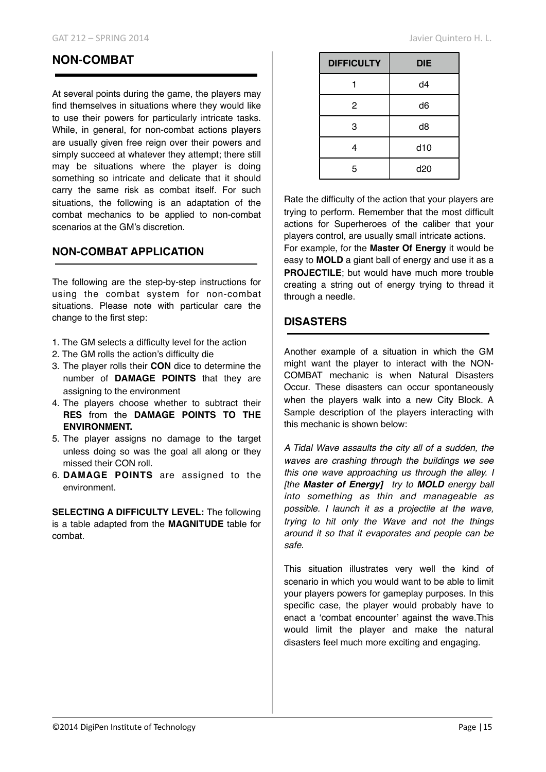## NON-COMBAT

At several points during the game, the players may find themselves in situations where they would like to use their powers for particularly intricate tasks. While, in general, for non-combat actions players are usually given free reign over their powers and simply succeed at whatever they attempt; there still may be situations where the player is doing something so intricate and delicate that it should carry the same risk as combat itself. For such situations, the following is an adaptation of the combat mechanics to be applied to non-combat scenarios at the GM's discretion.

## NON-COMBAT APPLICATION

The following are the step-by-step instructions for using the combat system for non-combat situations. Please note with particular care the change to the first step:

1. The GM selects a difficulty level for the action
2. The GM rolls the action's difficulty die
3. The player rolls their **CON** dice to determine the number of **DAMAGE POINTS** that they are assigning to the environment
4. The players choose whether to subtract their **RES** from the **DAMAGE POINTS TO THE ENVIRONMENT.**
5. The player assigns no damage to the target unless doing so was the goal all along or they missed their CON roll.
6. **DAMAGE POINTS** are assigned to the environment.

**SELECTING A DIFFICULTY LEVEL:** The following is a table adapted from the **MAGNITUDE** table for combat.

| DIFFICULTY | DIE |
|---|---|
| 1 | d4 |
| 2 | d6 |
| 3 | d8 |
| 4 | d10 |
| 5 | d20 |

Rate the difficulty of the action that your players are trying to perform. Remember that the most difficult actions for Superheroes of the caliber that your players control, are usually small intricate actions. For example, for the **Master Of Energy** it would be easy to **MOLD** a giant ball of energy and use it as a **PROJECTILE**; but would have much more trouble creating a string out of energy trying to thread it through a needle.

## DISASTERS

Another example of a situation in which the GM might want the player to interact with the NON-COMBAT mechanic is when Natural Disasters Occur. These disasters can occur spontaneously when the players walk into a new City Block. A Sample description of the players interacting with this mechanic is shown below:

*A Tidal Wave assaults the city all of a sudden, the waves are crashing through the buildings we see this one wave approaching us through the alley. I [the **Master of Energy**] try to **MOLD** energy ball into something as thin and manageable as possible. I launch it as a projectile at the wave, trying to hit only the Wave and not the things around it so that it evaporates and people can be safe.*

This situation illustrates very well the kind of scenario in which you would want to be able to limit your players powers for gameplay purposes. In this specific case, the player would probably have to enact a 'combat encounter' against the wave.This would limit the player and make the natural disasters feel much more exciting and engaging.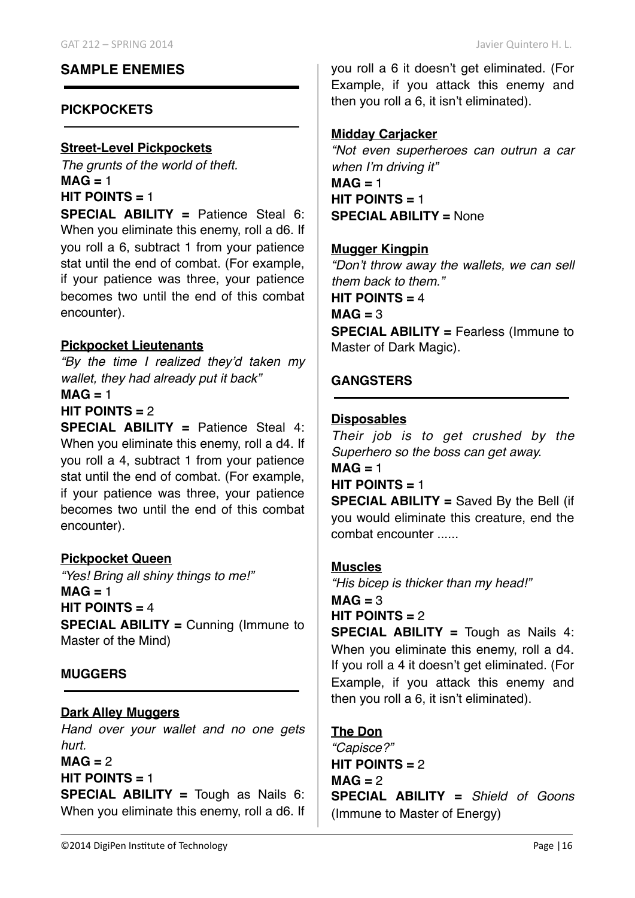## SAMPLE ENEMIES

### PICKPOCKETS

**Street-Level Pickpockets**

*The grunts of the world of theft.*

**MAG =** 1

**HIT POINTS =** 1

**SPECIAL ABILITY =** Patience Steal 6: When you eliminate this enemy, roll a d6. If you roll a 6, subtract 1 from your patience stat until the end of combat. (For example, if your patience was three, your patience becomes two until the end of this combat encounter).

**Pickpocket Lieutenants**

*"By the time I realized they'd taken my wallet, they had already put it back"*

**MAG =** 1

**HIT POINTS =** 2

**SPECIAL ABILITY =** Patience Steal 4: When you eliminate this enemy, roll a d4. If you roll a 4, subtract 1 from your patience stat until the end of combat. (For example, if your patience was three, your patience becomes two until the end of this combat encounter).

**Pickpocket Queen**

*"Yes! Bring all shiny things to me!"*

**MAG =** 1

**HIT POINTS =** 4

**SPECIAL ABILITY =** Cunning (Immune to Master of the Mind)

### MUGGERS

**Dark Alley Muggers**

*Hand over your wallet and no one gets hurt.*

**MAG =** 2

**HIT POINTS =** 1

**SPECIAL ABILITY =** Tough as Nails 6: When you eliminate this enemy, roll a d6. If you roll a 6 it doesn't get eliminated. (For Example, if you attack this enemy and then you roll a 6, it isn't eliminated).

**Midday Carjacker**

*"Not even superheroes can outrun a car when I'm driving it"*

**MAG =** 1

**HIT POINTS =** 1

**SPECIAL ABILITY =** None

**Mugger Kingpin**

*"Don't throw away the wallets, we can sell them back to them."*

**HIT POINTS =** 4

**MAG =** 3

**SPECIAL ABILITY =** Fearless (Immune to Master of Dark Magic).

### GANGSTERS

**Disposables**

*Their job is to get crushed by the Superhero so the boss can get away.*

**MAG =** 1

**HIT POINTS =** 1

**SPECIAL ABILITY =** Saved By the Bell (if you would eliminate this creature, end the combat encounter ......

**Muscles**

*"His bicep is thicker than my head!"*

**MAG =** 3

**HIT POINTS =** 2

**SPECIAL ABILITY =** Tough as Nails 4: When you eliminate this enemy, roll a d4. If you roll a 4 it doesn't get eliminated. (For Example, if you attack this enemy and then you roll a 6, it isn't eliminated).

**The Don**

*"Capisce?"*

**HIT POINTS =** 2

**MAG =** 2

**SPECIAL ABILITY =** *Shield of Goons* (Immune to Master of Energy)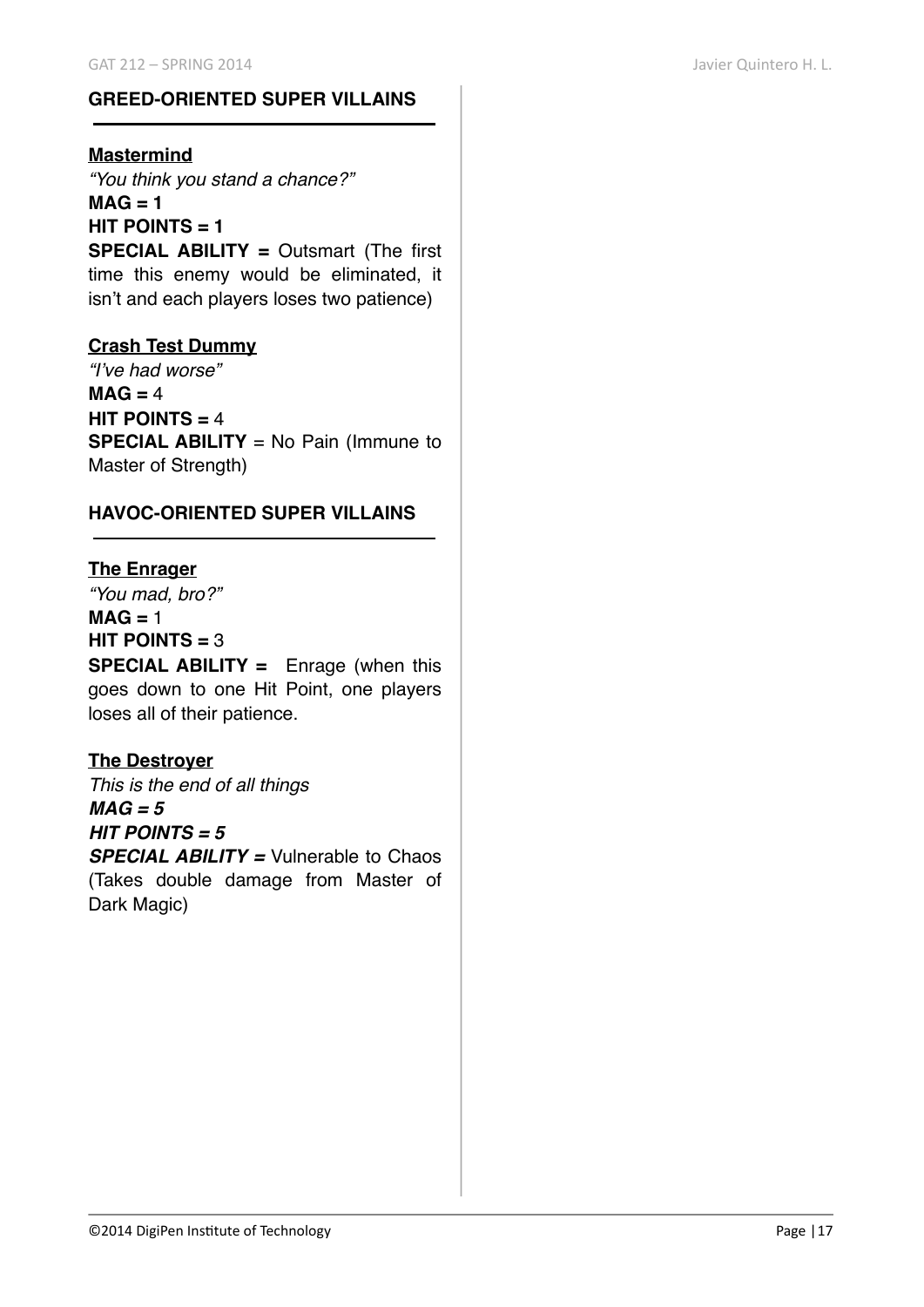## GREED-ORIENTED SUPER VILLAINS

**Mastermind**

*"You think you stand a chance?"*

**MAG = 1**

**HIT POINTS = 1**

**SPECIAL ABILITY =** Outsmart (The first time this enemy would be eliminated, it isn't and each players loses two patience)

**Crash Test Dummy**

*"I've had worse"*

**MAG =** 4

**HIT POINTS =** 4

**SPECIAL ABILITY** = No Pain (Immune to Master of Strength)

## HAVOC-ORIENTED SUPER VILLAINS

**The Enrager**

*"You mad, bro?"*

**MAG =** 1

**HIT POINTS =** 3

**SPECIAL ABILITY =** Enrage (when this goes down to one Hit Point, one players loses all of their patience.

**The Destroyer**

*This is the end of all things*

***MAG = 5***

***HIT POINTS = 5***

***SPECIAL ABILITY =*** Vulnerable to Chaos (Takes double damage from Master of Dark Magic)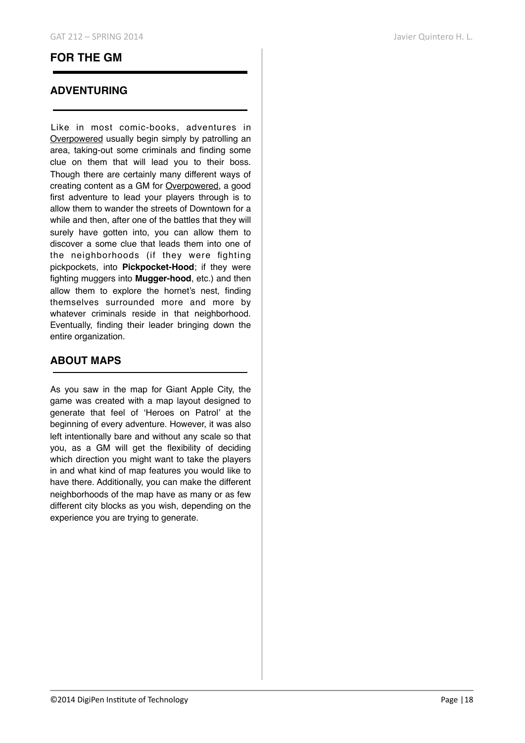## FOR THE GM

### ADVENTURING

Like in most comic-books, adventures in Overpowered usually begin simply by patrolling an area, taking-out some criminals and finding some clue on them that will lead you to their boss. Though there are certainly many different ways of creating content as a GM for Overpowered, a good first adventure to lead your players through is to allow them to wander the streets of Downtown for a while and then, after one of the battles that they will surely have gotten into, you can allow them to discover a some clue that leads them into one of the neighborhoods (if they were fighting pickpockets, into **Pickpocket-Hood**; if they were fighting muggers into **Mugger-hood**, etc.) and then allow them to explore the hornet's nest, finding themselves surrounded more and more by whatever criminals reside in that neighborhood. Eventually, finding their leader bringing down the entire organization.

### ABOUT MAPS

As you saw in the map for Giant Apple City, the game was created with a map layout designed to generate that feel of 'Heroes on Patrol' at the beginning of every adventure. However, it was also left intentionally bare and without any scale so that you, as a GM will get the flexibility of deciding which direction you might want to take the players in and what kind of map features you would like to have there. Additionally, you can make the different neighborhoods of the map have as many or as few different city blocks as you wish, depending on the experience you are trying to generate.